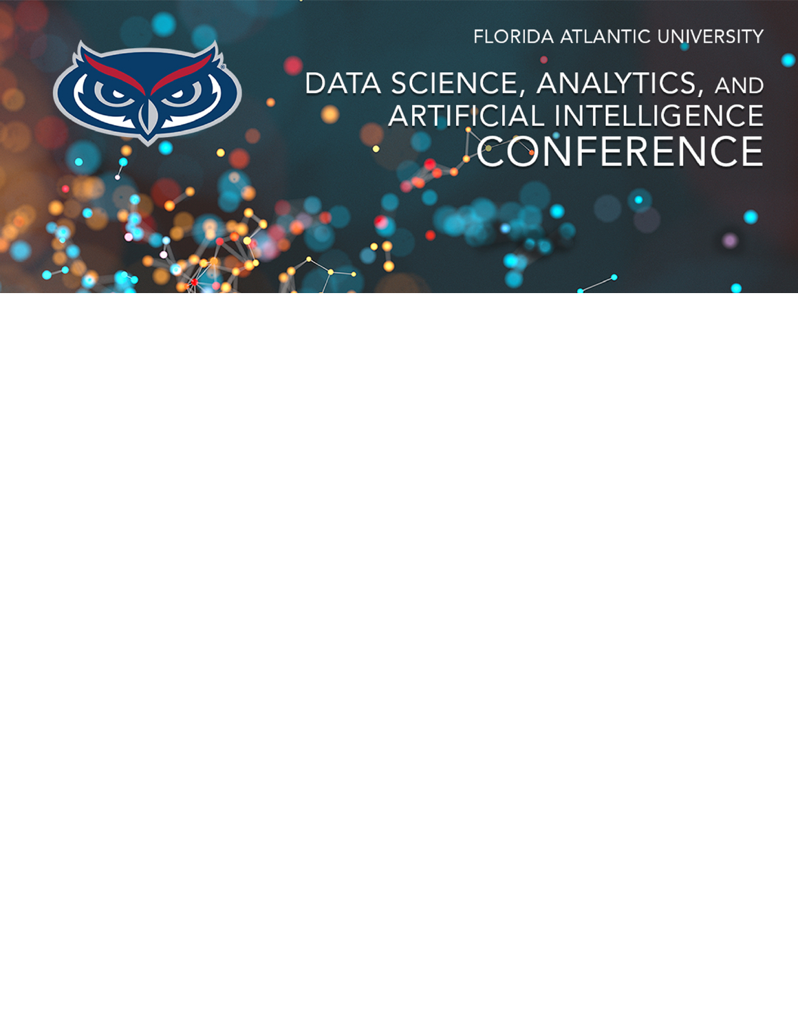FLORIDA ATLANTIC UNIVERSITY

# DATA SCIENCE, ANALYTICS, AND ARTIFICIAL INTELLIGENCE CONFERENCE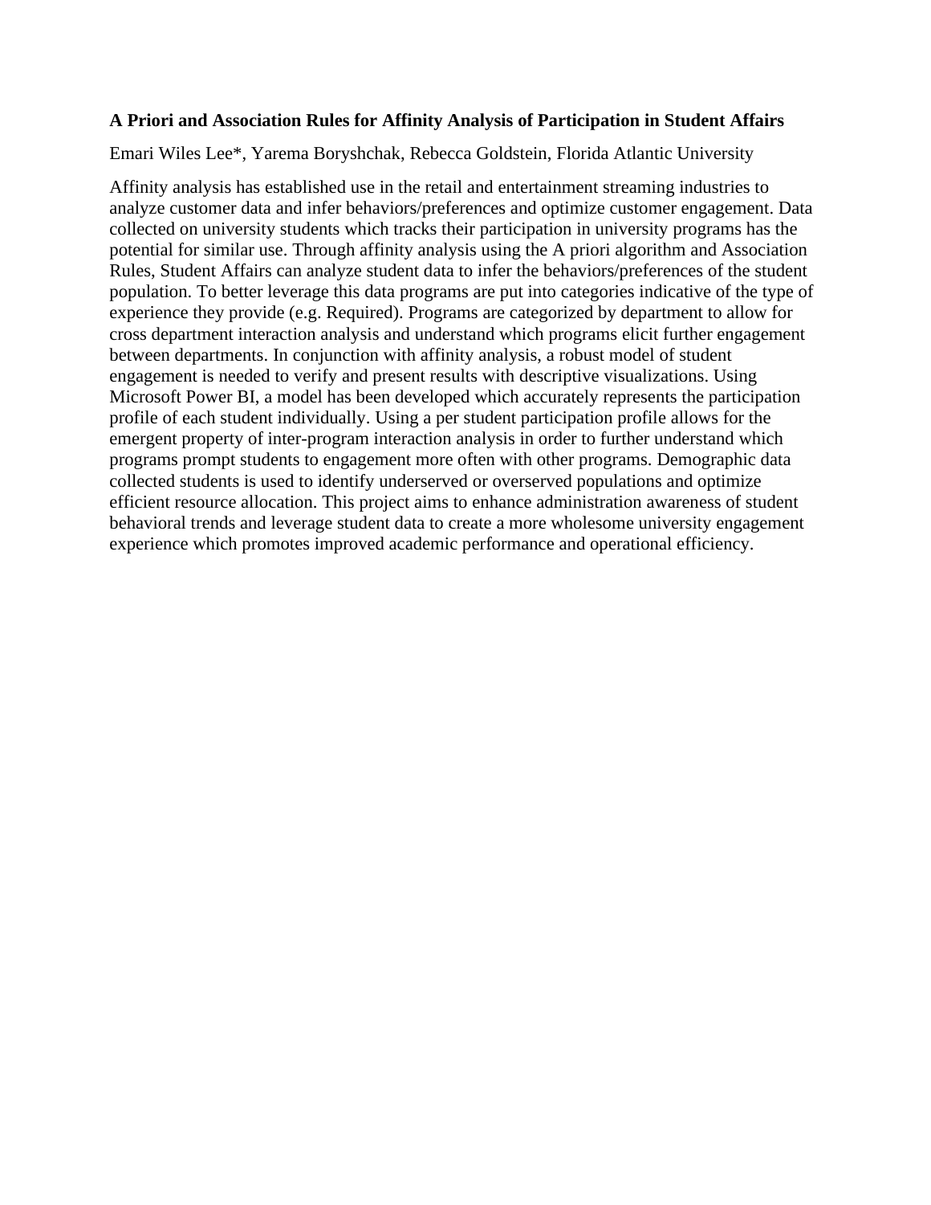**A Priori and Association Rules for Affinity Analysis of Participation in Student Affairs**

Emari Wiles Lee*, Yarema Boryshchak, Rebecca Goldstein, Florida Atlantic University

Affinity analysis has established use in the retail and entertainment streaming industries to analyze customer data and infer behaviors/preferences and optimize customer engagement. Data collected on university students which tracks their participation in university programs has the potential for similar use. Through affinity analysis using the A priori algorithm and Association Rules, Student Affairs can analyze student data to infer the behaviors/preferences of the student population. To better leverage this data programs are put into categories indicative of the type of experience they provide (e.g. Required). Programs are categorized by department to allow for cross department interaction analysis and understand which programs elicit further engagement between departments. In conjunction with affinity analysis, a robust model of student engagement is needed to verify and present results with descriptive visualizations. Using Microsoft Power BI, a model has been developed which accurately represents the participation profile of each student individually. Using a per student participation profile allows for the emergent property of inter-program interaction analysis in order to further understand which programs prompt students to engagement more often with other programs. Demographic data collected students is used to identify underserved or overserved populations and optimize efficient resource allocation. This project aims to enhance administration awareness of student behavioral trends and leverage student data to create a more wholesome university engagement experience which promotes improved academic performance and operational efficiency.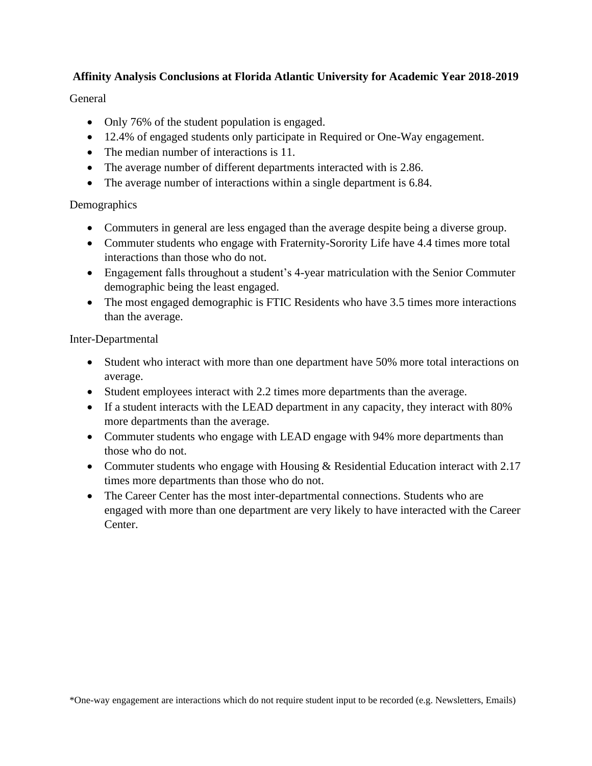**Affinity Analysis Conclusions at Florida Atlantic University for Academic Year 2018-2019**

General

- Only 76% of the student population is engaged.
- 12.4% of engaged students only participate in Required or One-Way engagement.
- The median number of interactions is 11.
- The average number of different departments interacted with is 2.86.
- The average number of interactions within a single department is 6.84.

Demographics

- Commuters in general are less engaged than the average despite being a diverse group.
- Commuter students who engage with Fraternity-Sorority Life have 4.4 times more total interactions than those who do not.
- Engagement falls throughout a student's 4-year matriculation with the Senior Commuter demographic being the least engaged.
- The most engaged demographic is FTIC Residents who have 3.5 times more interactions than the average.

Inter-Departmental

- Student who interact with more than one department have 50% more total interactions on average.
- Student employees interact with 2.2 times more departments than the average.
- If a student interacts with the LEAD department in any capacity, they interact with 80% more departments than the average.
- Commuter students who engage with LEAD engage with 94% more departments than those who do not.
- Commuter students who engage with Housing & Residential Education interact with 2.17 times more departments than those who do not.
- The Career Center has the most inter-departmental connections. Students who are engaged with more than one department are very likely to have interacted with the Career Center.

*One-way engagement are interactions which do not require student input to be recorded (e.g. Newsletters, Emails)